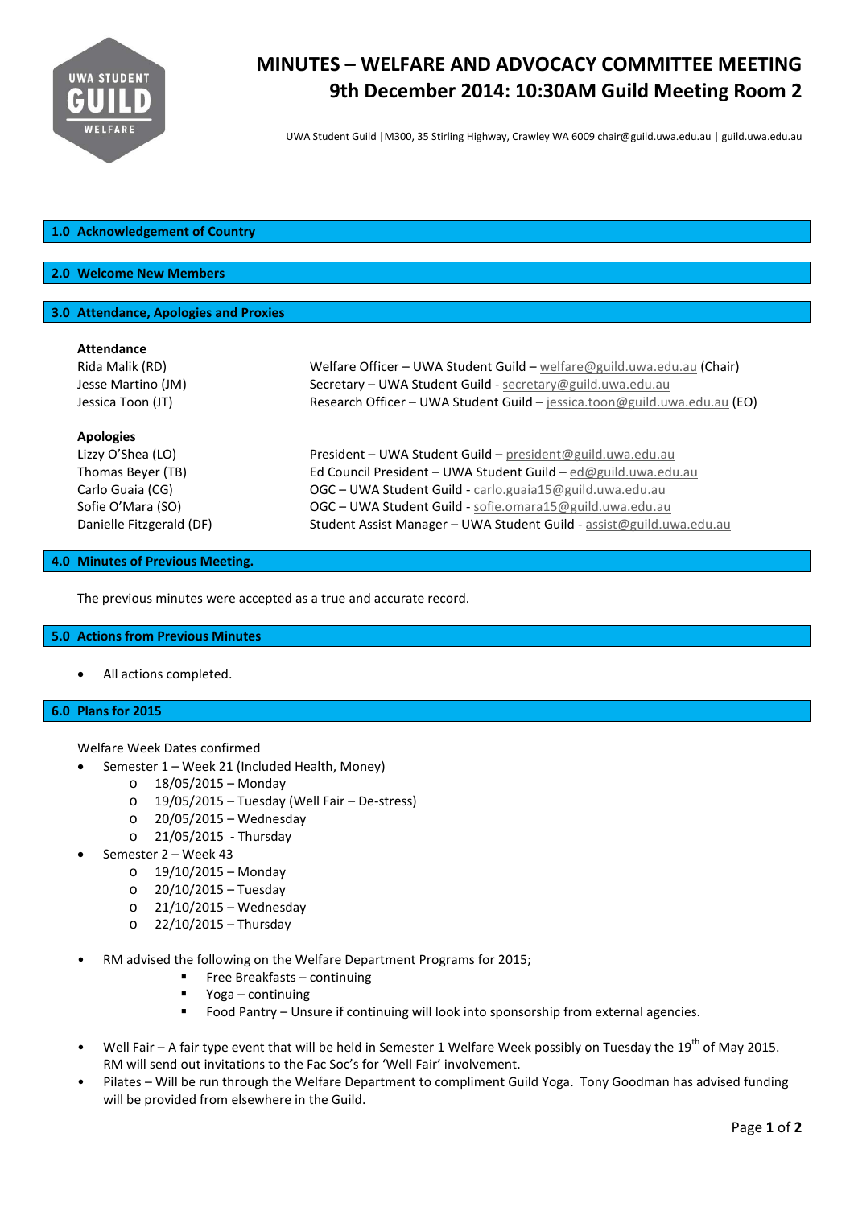# MINUTES – WELFARE AND ADVOCACY COMMITTEE MEETING
## 9th December 2014: 10:30AM Guild Meeting Room 2

UWA Student Guild |M300, 35 Stirling Highway, Crawley WA 6009 chair@guild.uwa.edu.au | guild.uwa.edu.au

## 1.0 Acknowledgement of Country

## 2.0 Welcome New Members

## 3.0 Attendance, Apologies and Proxies

**Attendance**

| | |
|---|---|
| Rida Malik (RD) | Welfare Officer – UWA Student Guild – welfare@guild.uwa.edu.au (Chair) |
| Jesse Martino (JM) | Secretary – UWA Student Guild - secretary@guild.uwa.edu.au |
| Jessica Toon (JT) | Research Officer – UWA Student Guild – jessica.toon@guild.uwa.edu.au (EO) |

**Apologies**

| | |
|---|---|
| Lizzy O'Shea (LO) | President – UWA Student Guild – president@guild.uwa.edu.au |
| Thomas Beyer (TB) | Ed Council President – UWA Student Guild – ed@guild.uwa.edu.au |
| Carlo Guaia (CG) | OGC – UWA Student Guild - carlo.guaia15@guild.uwa.edu.au |
| Sofie O'Mara (SO) | OGC – UWA Student Guild - sofie.omara15@guild.uwa.edu.au |
| Danielle Fitzgerald (DF) | Student Assist Manager – UWA Student Guild - assist@guild.uwa.edu.au |

## 4.0 Minutes of Previous Meeting.

The previous minutes were accepted as a true and accurate record.

## 5.0 Actions from Previous Minutes

- All actions completed.

## 6.0 Plans for 2015

Welfare Week Dates confirmed

- Semester 1 – Week 21 (Included Health, Money)
    - 18/05/2015 – Monday
    - 19/05/2015 – Tuesday (Well Fair – De-stress)
    - 20/05/2015 – Wednesday
    - 21/05/2015 - Thursday
- Semester 2 – Week 43
    - 19/10/2015 – Monday
    - 20/10/2015 – Tuesday
    - 21/10/2015 – Wednesday
    - 22/10/2015 – Thursday

- RM advised the following on the Welfare Department Programs for 2015;
    - Free Breakfasts – continuing
    - Yoga – continuing
    - Food Pantry – Unsure if continuing will look into sponsorship from external agencies.

- Well Fair – A fair type event that will be held in Semester 1 Welfare Week possibly on Tuesday the 19th of May 2015. RM will send out invitations to the Fac Soc's for 'Well Fair' involvement.
- Pilates – Will be run through the Welfare Department to compliment Guild Yoga. Tony Goodman has advised funding will be provided from elsewhere in the Guild.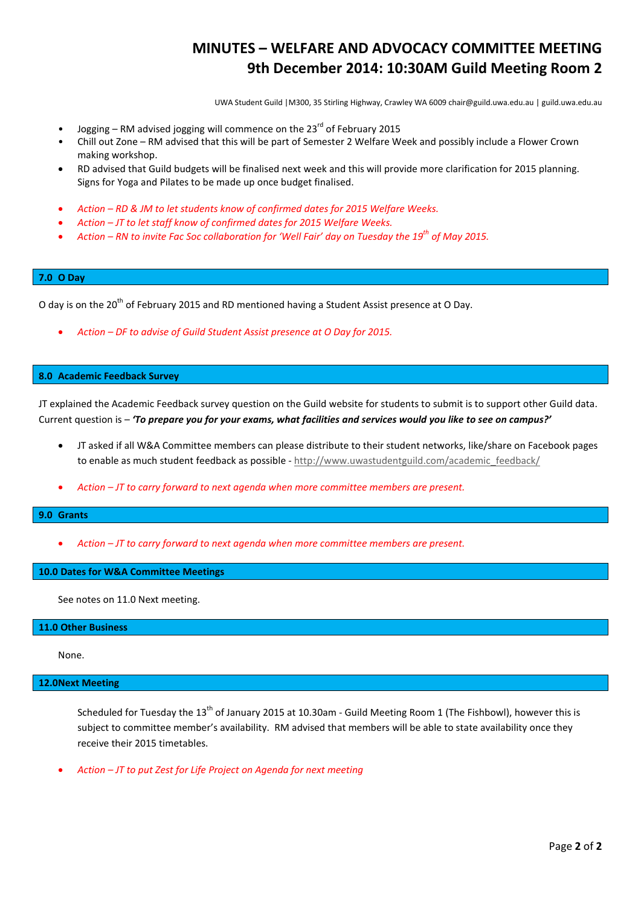- Jogging – RM advised jogging will commence on the 23rd of February 2015
- Chill out Zone – RM advised that this will be part of Semester 2 Welfare Week and possibly include a Flower Crown making workshop.
- RD advised that Guild budgets will be finalised next week and this will provide more clarification for 2015 planning. Signs for Yoga and Pilates to be made up once budget finalised.

- *Action – RD & JM to let students know of confirmed dates for 2015 Welfare Weeks.*
- *Action – JT to let staff know of confirmed dates for 2015 Welfare Weeks.*
- *Action – RN to invite Fac Soc collaboration for 'Well Fair' day on Tuesday the 19th of May 2015.*

## 7.0 O Day

O day is on the 20th of February 2015 and RD mentioned having a Student Assist presence at O Day.

- *Action – DF to advise of Guild Student Assist presence at O Day for 2015.*

## 8.0 Academic Feedback Survey

JT explained the Academic Feedback survey question on the Guild website for students to submit is to support other Guild data. Current question is – ***'To prepare you for your exams, what facilities and services would you like to see on campus?'***

- JT asked if all W&A Committee members can please distribute to their student networks, like/share on Facebook pages to enable as much student feedback as possible - http://www.uwastudentguild.com/academic_feedback/

- *Action – JT to carry forward to next agenda when more committee members are present.*

## 9.0 Grants

- *Action – JT to carry forward to next agenda when more committee members are present.*

## 10.0 Dates for W&A Committee Meetings

See notes on 11.0 Next meeting.

## 11.0 Other Business

None.

## 12.0Next Meeting

Scheduled for Tuesday the 13th of January 2015 at 10.30am - Guild Meeting Room 1 (The Fishbowl), however this is subject to committee member's availability. RM advised that members will be able to state availability once they receive their 2015 timetables.

- *Action – JT to put Zest for Life Project on Agenda for next meeting*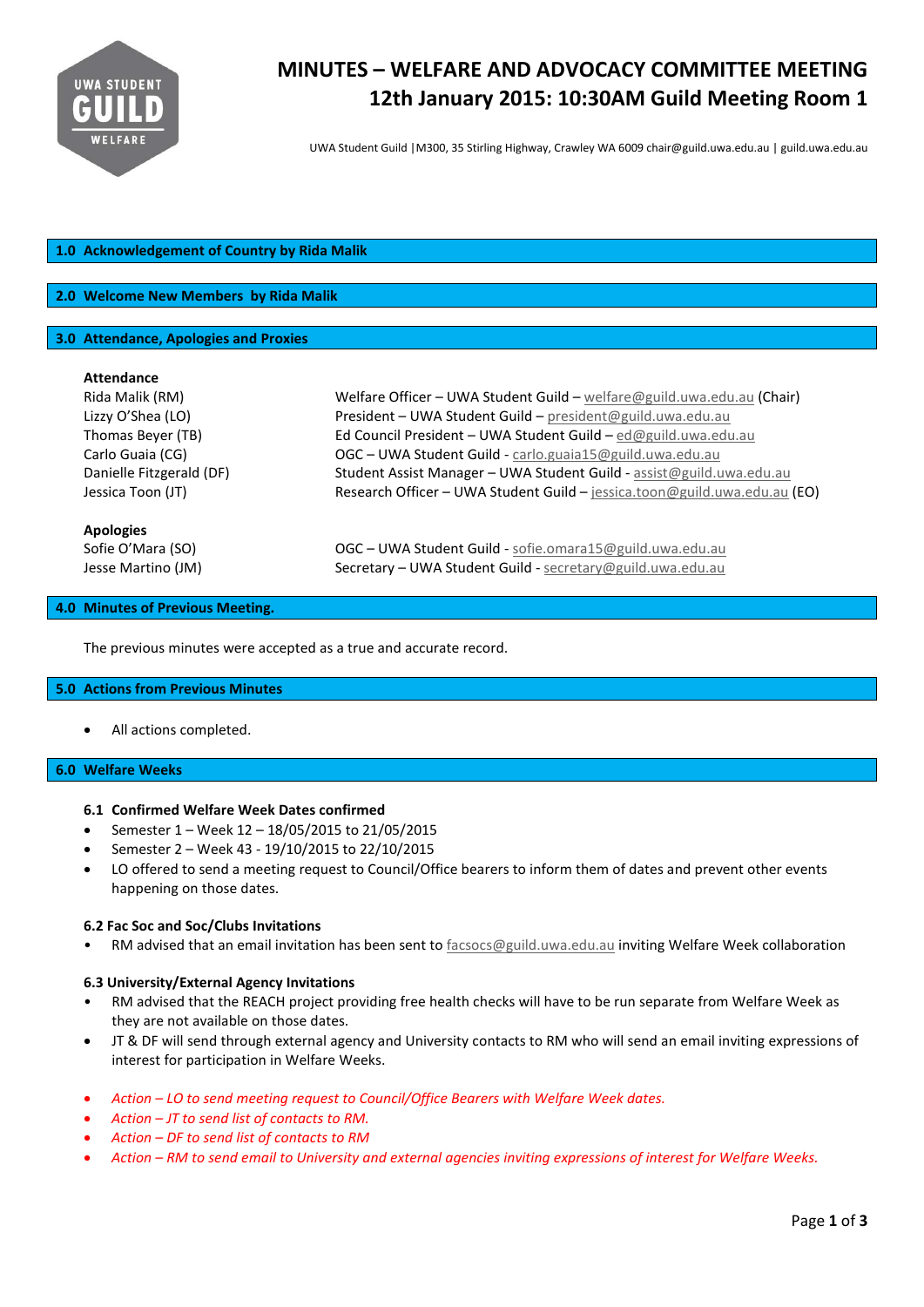# MINUTES – WELFARE AND ADVOCACY COMMITTEE MEETING

## 12th January 2015: 10:30AM Guild Meeting Room 1

UWA Student Guild |M300, 35 Stirling Highway, Crawley WA 6009 chair@guild.uwa.edu.au | guild.uwa.edu.au

## 1.0 Acknowledgement of Country by Rida Malik

## 2.0 Welcome New Members by Rida Malik

## 3.0 Attendance, Apologies and Proxies

**Attendance**

| | |
|---|---|
| Rida Malik (RM) | Welfare Officer – UWA Student Guild – welfare@guild.uwa.edu.au (Chair) |
| Lizzy O'Shea (LO) | President – UWA Student Guild – president@guild.uwa.edu.au |
| Thomas Beyer (TB) | Ed Council President – UWA Student Guild – ed@guild.uwa.edu.au |
| Carlo Guaia (CG) | OGC – UWA Student Guild - carlo.guaia15@guild.uwa.edu.au |
| Danielle Fitzgerald (DF) | Student Assist Manager – UWA Student Guild - assist@guild.uwa.edu.au |
| Jessica Toon (JT) | Research Officer – UWA Student Guild – jessica.toon@guild.uwa.edu.au (EO) |

**Apologies**

| | |
|---|---|
| Sofie O'Mara (SO) | OGC – UWA Student Guild - sofie.omara15@guild.uwa.edu.au |
| Jesse Martino (JM) | Secretary – UWA Student Guild - secretary@guild.uwa.edu.au |

## 4.0 Minutes of Previous Meeting.

The previous minutes were accepted as a true and accurate record.

## 5.0 Actions from Previous Minutes

- All actions completed.

## 6.0 Welfare Weeks

### 6.1 Confirmed Welfare Week Dates confirmed

- Semester 1 – Week 12 – 18/05/2015 to 21/05/2015
- Semester 2 – Week 43 - 19/10/2015 to 22/10/2015
- LO offered to send a meeting request to Council/Office bearers to inform them of dates and prevent other events happening on those dates.

### 6.2 Fac Soc and Soc/Clubs Invitations

- RM advised that an email invitation has been sent to facsocs@guild.uwa.edu.au inviting Welfare Week collaboration

### 6.3 University/External Agency Invitations

- RM advised that the REACH project providing free health checks will have to be run separate from Welfare Week as they are not available on those dates.
- JT & DF will send through external agency and University contacts to RM who will send an email inviting expressions of interest for participation in Welfare Weeks.

- *Action – LO to send meeting request to Council/Office Bearers with Welfare Week dates.*
- *Action – JT to send list of contacts to RM.*
- *Action – DF to send list of contacts to RM*
- *Action – RM to send email to University and external agencies inviting expressions of interest for Welfare Weeks.*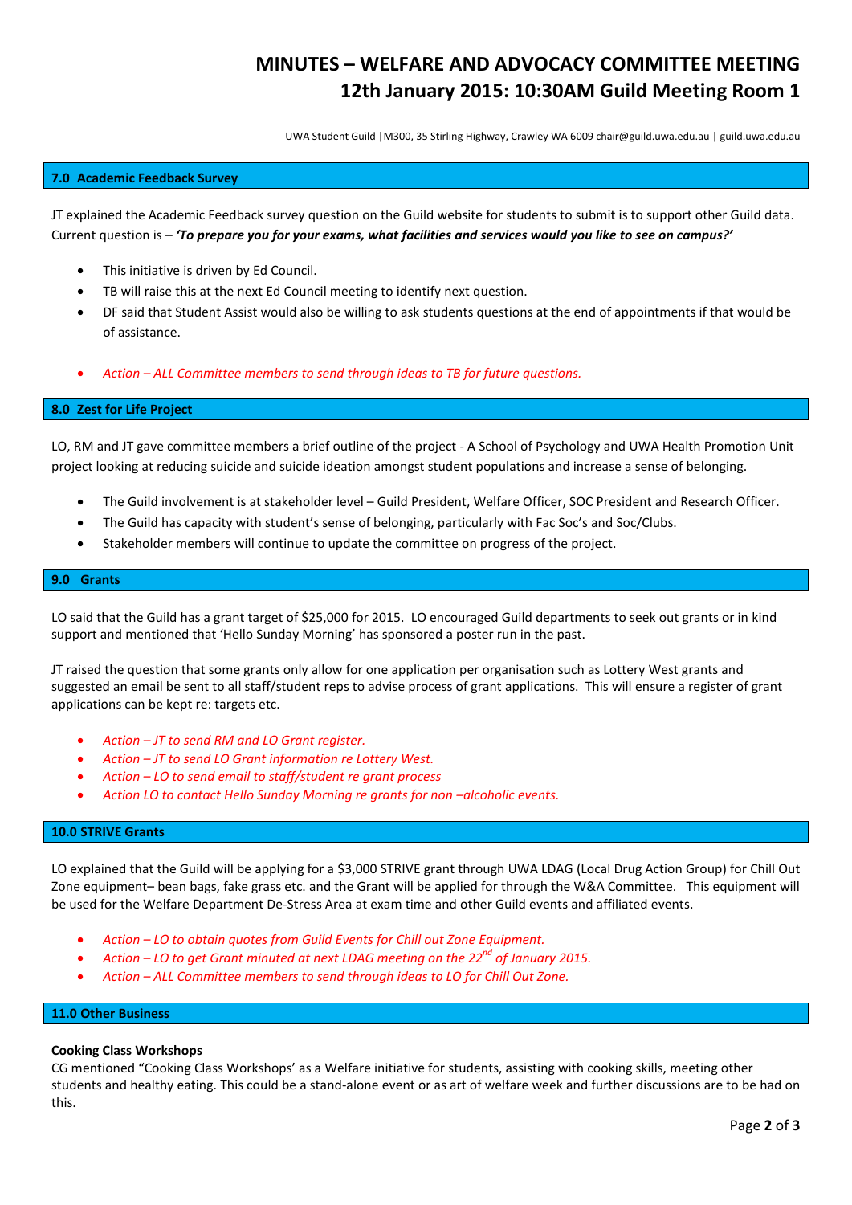# MINUTES – WELFARE AND ADVOCACY COMMITTEE MEETING
## 12th January 2015: 10:30AM Guild Meeting Room 1

UWA Student Guild |M300, 35 Stirling Highway, Crawley WA 6009 chair@guild.uwa.edu.au | guild.uwa.edu.au

### 7.0 Academic Feedback Survey

JT explained the Academic Feedback survey question on the Guild website for students to submit is to support other Guild data. Current question is – ***'To prepare you for your exams, what facilities and services would you like to see on campus?'***

- This initiative is driven by Ed Council.
- TB will raise this at the next Ed Council meeting to identify next question.
- DF said that Student Assist would also be willing to ask students questions at the end of appointments if that would be of assistance.

- *Action – ALL Committee members to send through ideas to TB for future questions.*

### 8.0 Zest for Life Project

LO, RM and JT gave committee members a brief outline of the project - A School of Psychology and UWA Health Promotion Unit project looking at reducing suicide and suicide ideation amongst student populations and increase a sense of belonging.

- The Guild involvement is at stakeholder level – Guild President, Welfare Officer, SOC President and Research Officer.
- The Guild has capacity with student's sense of belonging, particularly with Fac Soc's and Soc/Clubs.
- Stakeholder members will continue to update the committee on progress of the project.

### 9.0 Grants

LO said that the Guild has a grant target of $25,000 for 2015. LO encouraged Guild departments to seek out grants or in kind support and mentioned that 'Hello Sunday Morning' has sponsored a poster run in the past.

JT raised the question that some grants only allow for one application per organisation such as Lottery West grants and suggested an email be sent to all staff/student reps to advise process of grant applications. This will ensure a register of grant applications can be kept re: targets etc.

- *Action – JT to send RM and LO Grant register.*
- *Action – JT to send LO Grant information re Lottery West.*
- *Action – LO to send email to staff/student re grant process*
- *Action LO to contact Hello Sunday Morning re grants for non –alcoholic events.*

### 10.0 STRIVE Grants

LO explained that the Guild will be applying for a $3,000 STRIVE grant through UWA LDAG (Local Drug Action Group) for Chill Out Zone equipment– bean bags, fake grass etc. and the Grant will be applied for through the W&A Committee. This equipment will be used for the Welfare Department De-Stress Area at exam time and other Guild events and affiliated events.

- *Action – LO to obtain quotes from Guild Events for Chill out Zone Equipment.*
- *Action – LO to get Grant minuted at next LDAG meeting on the 22nd of January 2015.*
- *Action – ALL Committee members to send through ideas to LO for Chill Out Zone.*

### 11.0 Other Business

**Cooking Class Workshops**

CG mentioned "Cooking Class Workshops' as a Welfare initiative for students, assisting with cooking skills, meeting other students and healthy eating. This could be a stand-alone event or as art of welfare week and further discussions are to be had on this.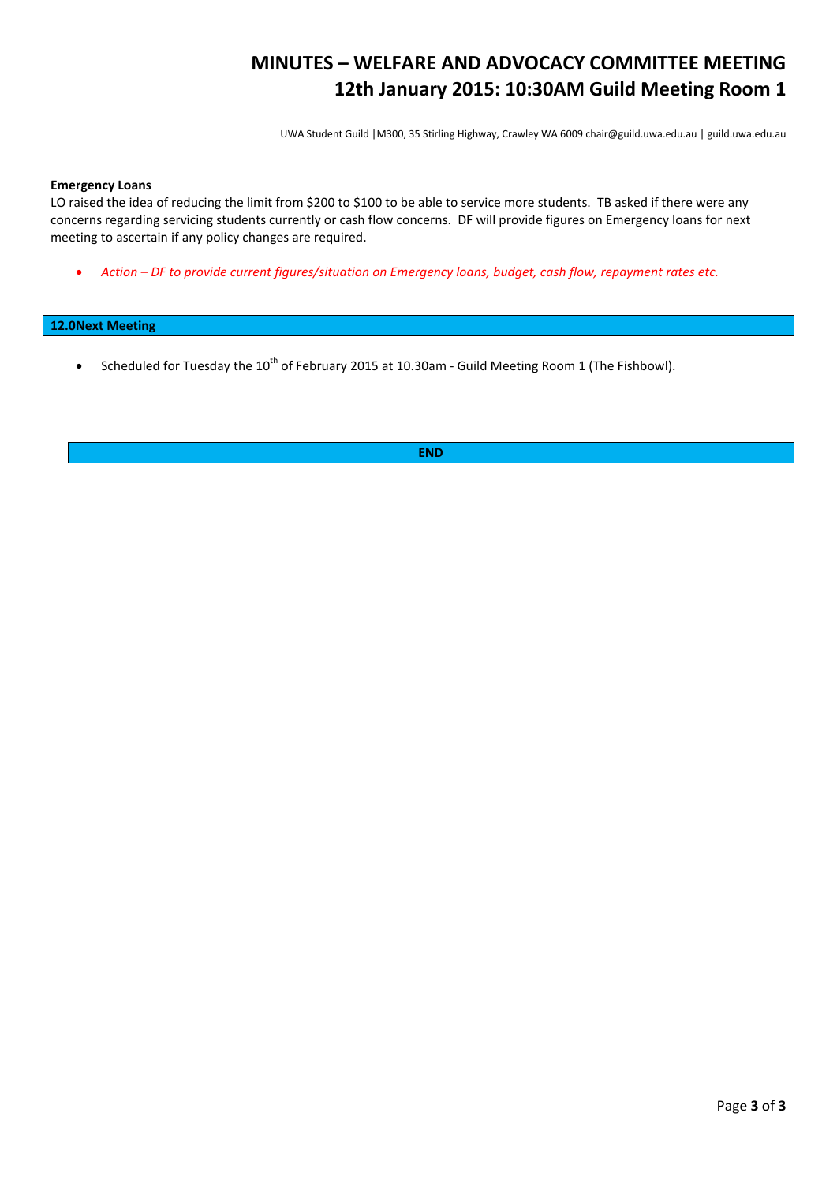# MINUTES – WELFARE AND ADVOCACY COMMITTEE MEETING
## 12th January 2015: 10:30AM Guild Meeting Room 1

UWA Student Guild |M300, 35 Stirling Highway, Crawley WA 6009 chair@guild.uwa.edu.au | guild.uwa.edu.au

**Emergency Loans**

LO raised the idea of reducing the limit from $200 to $100 to be able to service more students. TB asked if there were any concerns regarding servicing students currently or cash flow concerns. DF will provide figures on Emergency loans for next meeting to ascertain if any policy changes are required.

- *Action – DF to provide current figures/situation on Emergency loans, budget, cash flow, repayment rates etc.*

**12.0 Next Meeting**

- Scheduled for Tuesday the 10th of February 2015 at 10.30am - Guild Meeting Room 1 (The Fishbowl).

**END**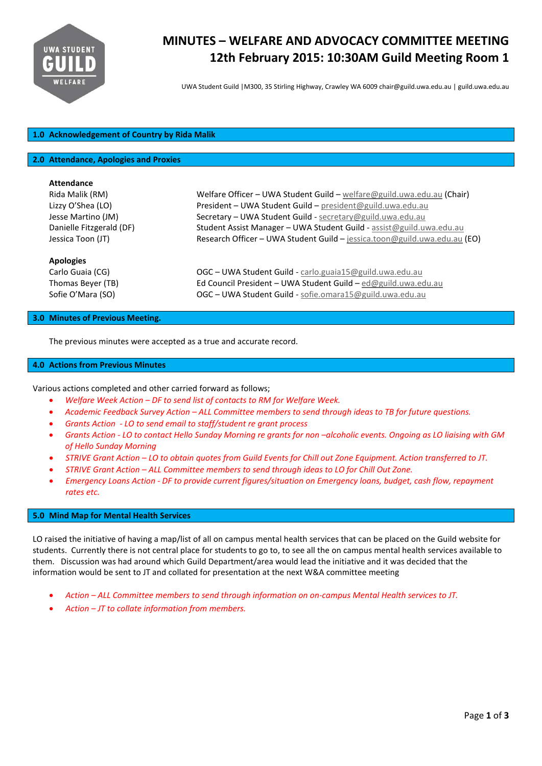# MINUTES – WELFARE AND ADVOCACY COMMITTEE MEETING
## 12th February 2015: 10:30AM Guild Meeting Room 1

UWA Student Guild |M300, 35 Stirling Highway, Crawley WA 6009 chair@guild.uwa.edu.au | guild.uwa.edu.au

## 1.0 Acknowledgement of Country by Rida Malik

## 2.0 Attendance, Apologies and Proxies

**Attendance**

| | |
|---|---|
| Rida Malik (RM) | Welfare Officer – UWA Student Guild – welfare@guild.uwa.edu.au (Chair) |
| Lizzy O'Shea (LO) | President – UWA Student Guild – president@guild.uwa.edu.au |
| Jesse Martino (JM) | Secretary – UWA Student Guild - secretary@guild.uwa.edu.au |
| Danielle Fitzgerald (DF) | Student Assist Manager – UWA Student Guild - assist@guild.uwa.edu.au |
| Jessica Toon (JT) | Research Officer – UWA Student Guild – jessica.toon@guild.uwa.edu.au (EO) |

**Apologies**

| | |
|---|---|
| Carlo Guaia (CG) | OGC – UWA Student Guild - carlo.guaia15@guild.uwa.edu.au |
| Thomas Beyer (TB) | Ed Council President – UWA Student Guild – ed@guild.uwa.edu.au |
| Sofie O'Mara (SO) | OGC – UWA Student Guild - sofie.omara15@guild.uwa.edu.au |

## 3.0 Minutes of Previous Meeting.

The previous minutes were accepted as a true and accurate record.

## 4.0 Actions from Previous Minutes

Various actions completed and other carried forward as follows;

- *Welfare Week Action – DF to send list of contacts to RM for Welfare Week.*
- *Academic Feedback Survey Action – ALL Committee members to send through ideas to TB for future questions.*
- *Grants Action - LO to send email to staff/student re grant process*
- *Grants Action - LO to contact Hello Sunday Morning re grants for non –alcoholic events. Ongoing as LO liaising with GM of Hello Sunday Morning*
- *STRIVE Grant Action – LO to obtain quotes from Guild Events for Chill out Zone Equipment. Action transferred to JT.*
- *STRIVE Grant Action – ALL Committee members to send through ideas to LO for Chill Out Zone.*
- *Emergency Loans Action - DF to provide current figures/situation on Emergency loans, budget, cash flow, repayment rates etc.*

## 5.0 Mind Map for Mental Health Services

LO raised the initiative of having a map/list of all on campus mental health services that can be placed on the Guild website for students. Currently there is not central place for students to go to, to see all the on campus mental health services available to them. Discussion was had around which Guild Department/area would lead the initiative and it was decided that the information would be sent to JT and collated for presentation at the next W&A committee meeting

- *Action – ALL Committee members to send through information on on-campus Mental Health services to JT.*
- *Action – JT to collate information from members.*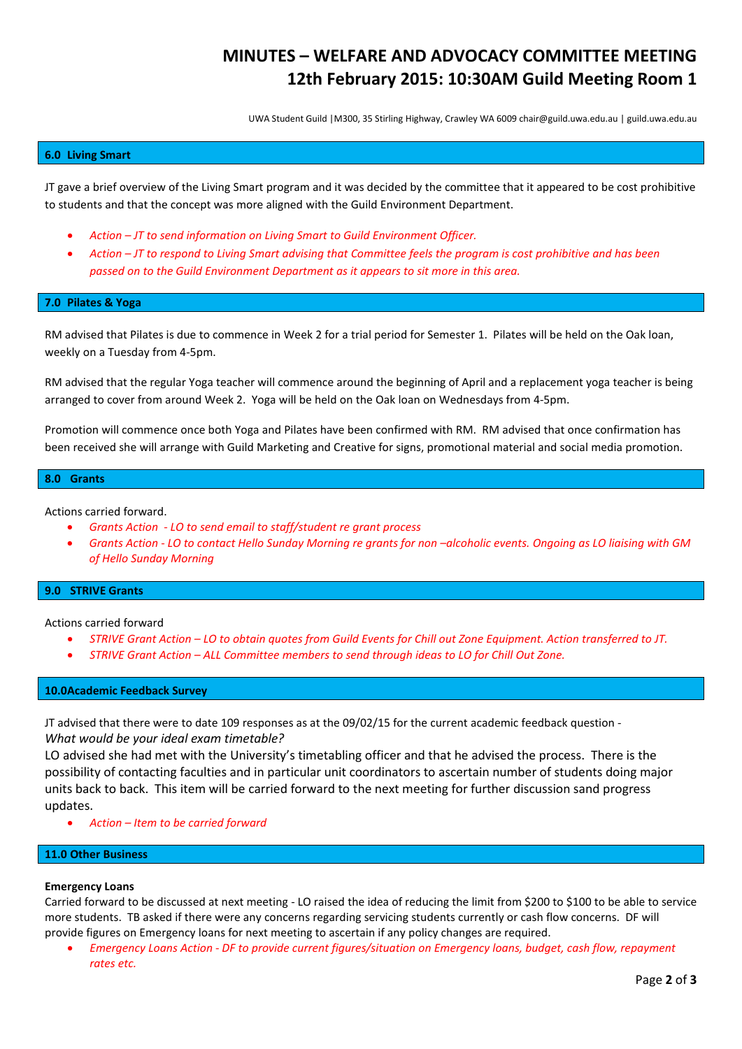# MINUTES – WELFARE AND ADVOCACY COMMITTEE MEETING
## 12th February 2015: 10:30AM Guild Meeting Room 1

UWA Student Guild |M300, 35 Stirling Highway, Crawley WA 6009 chair@guild.uwa.edu.au | guild.uwa.edu.au

### 6.0 Living Smart

JT gave a brief overview of the Living Smart program and it was decided by the committee that it appeared to be cost prohibitive to students and that the concept was more aligned with the Guild Environment Department.

- *Action – JT to send information on Living Smart to Guild Environment Officer.*
- *Action – JT to respond to Living Smart advising that Committee feels the program is cost prohibitive and has been passed on to the Guild Environment Department as it appears to sit more in this area.*

### 7.0 Pilates & Yoga

RM advised that Pilates is due to commence in Week 2 for a trial period for Semester 1. Pilates will be held on the Oak loan, weekly on a Tuesday from 4-5pm.

RM advised that the regular Yoga teacher will commence around the beginning of April and a replacement yoga teacher is being arranged to cover from around Week 2. Yoga will be held on the Oak loan on Wednesdays from 4-5pm.

Promotion will commence once both Yoga and Pilates have been confirmed with RM. RM advised that once confirmation has been received she will arrange with Guild Marketing and Creative for signs, promotional material and social media promotion.

### 8.0 Grants

Actions carried forward.

- *Grants Action - LO to send email to staff/student re grant process*
- *Grants Action - LO to contact Hello Sunday Morning re grants for non –alcoholic events. Ongoing as LO liaising with GM of Hello Sunday Morning*

### 9.0 STRIVE Grants

Actions carried forward

- *STRIVE Grant Action – LO to obtain quotes from Guild Events for Chill out Zone Equipment. Action transferred to JT.*
- *STRIVE Grant Action – ALL Committee members to send through ideas to LO for Chill Out Zone.*

### 10.0Academic Feedback Survey

JT advised that there were to date 109 responses as at the 09/02/15 for the current academic feedback question - *What would be your ideal exam timetable?*

LO advised she had met with the University's timetabling officer and that he advised the process. There is the possibility of contacting faculties and in particular unit coordinators to ascertain number of students doing major units back to back. This item will be carried forward to the next meeting for further discussion sand progress updates.

- *Action – Item to be carried forward*

### 11.0 Other Business

**Emergency Loans**

Carried forward to be discussed at next meeting - LO raised the idea of reducing the limit from $200 to $100 to be able to service more students. TB asked if there were any concerns regarding servicing students currently or cash flow concerns. DF will provide figures on Emergency loans for next meeting to ascertain if any policy changes are required.

- *Emergency Loans Action - DF to provide current figures/situation on Emergency loans, budget, cash flow, repayment rates etc.*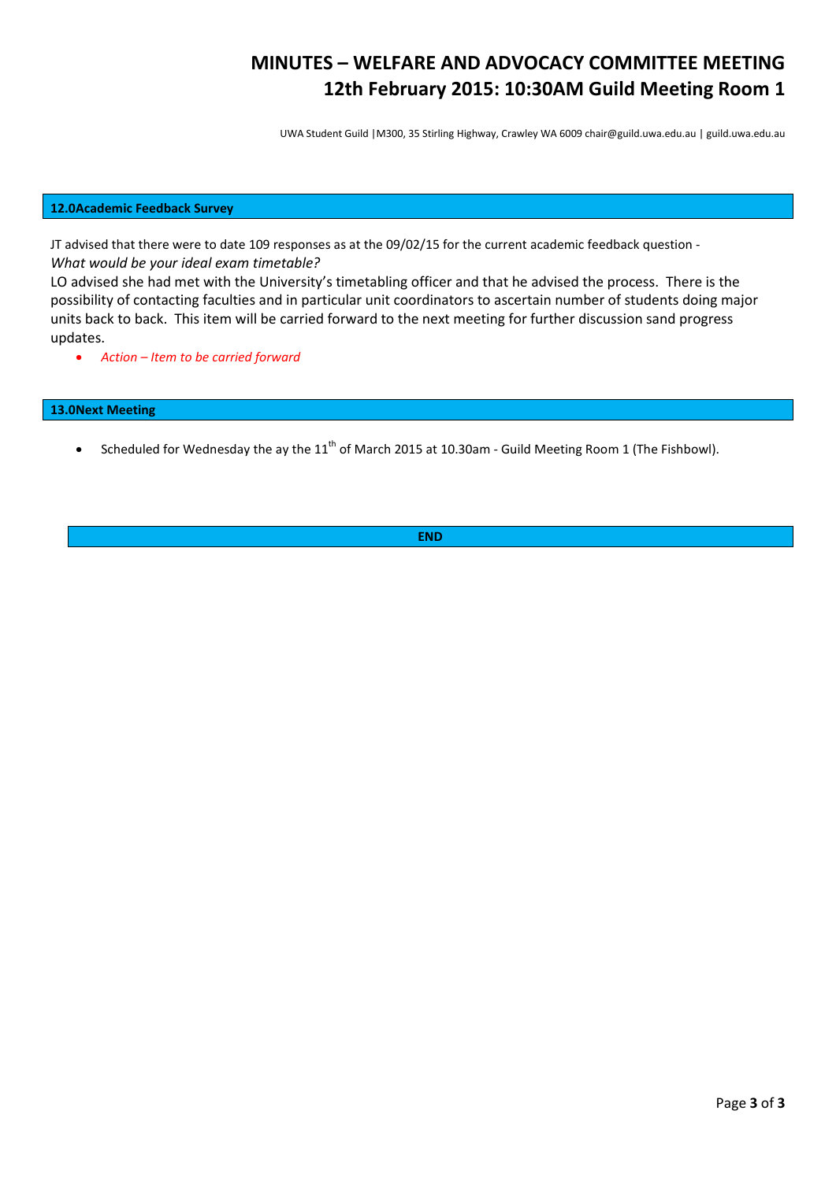# MINUTES – WELFARE AND ADVOCACY COMMITTEE MEETING
## 12th February 2015: 10:30AM Guild Meeting Room 1

UWA Student Guild |M300, 35 Stirling Highway, Crawley WA 6009 chair@guild.uwa.edu.au | guild.uwa.edu.au

### 12.0Academic Feedback Survey

JT advised that there were to date 109 responses as at the 09/02/15 for the current academic feedback question - *What would be your ideal exam timetable?*

LO advised she had met with the University's timetabling officer and that he advised the process. There is the possibility of contacting faculties and in particular unit coordinators to ascertain number of students doing major units back to back. This item will be carried forward to the next meeting for further discussion sand progress updates.

- *Action – Item to be carried forward*

### 13.0Next Meeting

- Scheduled for Wednesday the ay the 11th of March 2015 at 10.30am - Guild Meeting Room 1 (The Fishbowl).

**END**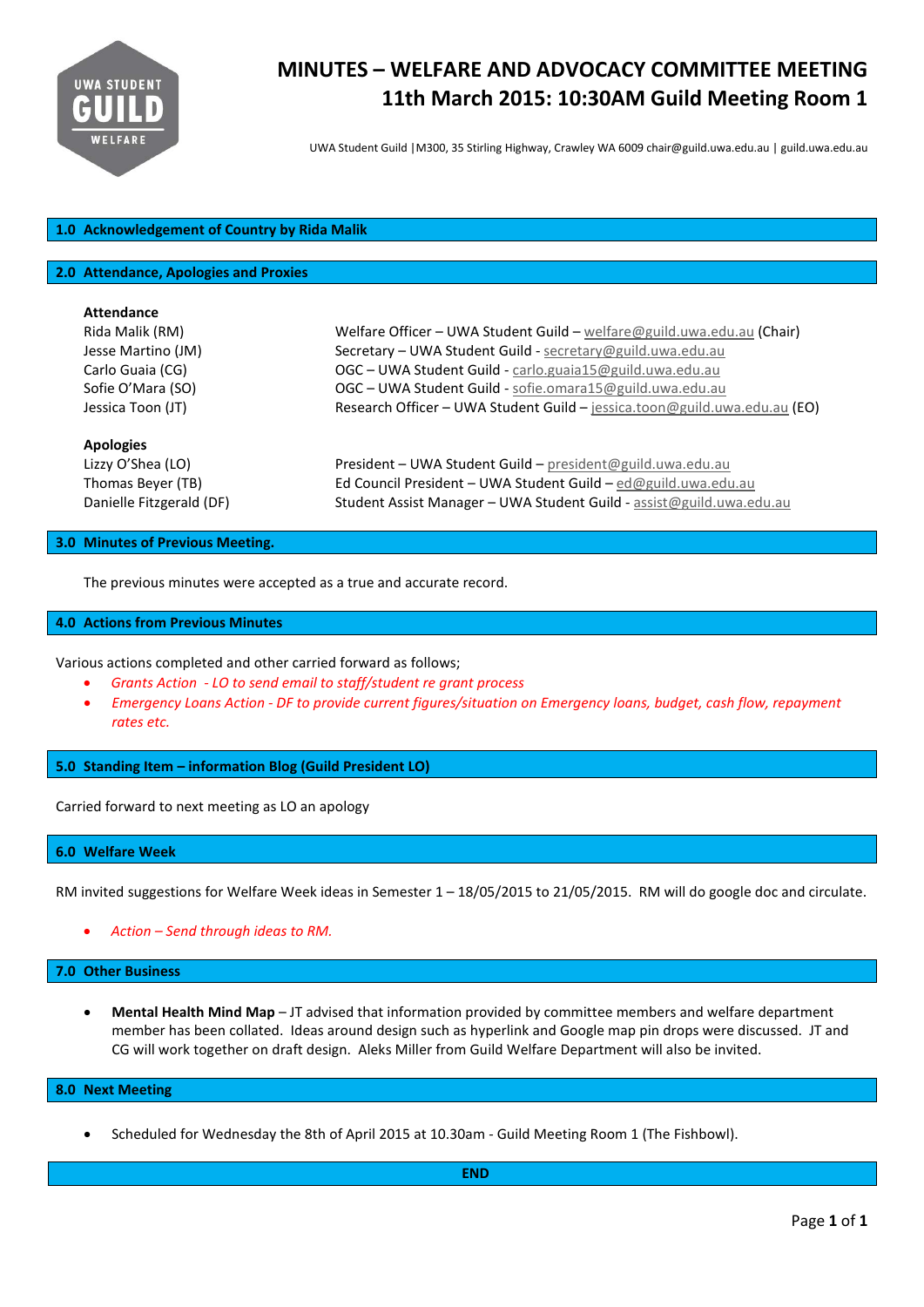# MINUTES – WELFARE AND ADVOCACY COMMITTEE MEETING
## 11th March 2015: 10:30AM Guild Meeting Room 1

UWA Student Guild |M300, 35 Stirling Highway, Crawley WA 6009 chair@guild.uwa.edu.au | guild.uwa.edu.au

### 1.0 Acknowledgement of Country by Rida Malik

### 2.0 Attendance, Apologies and Proxies

**Attendance**

| | |
|---|---|
| Rida Malik (RM) | Welfare Officer – UWA Student Guild – welfare@guild.uwa.edu.au (Chair) |
| Jesse Martino (JM) | Secretary – UWA Student Guild - secretary@guild.uwa.edu.au |
| Carlo Guaia (CG) | OGC – UWA Student Guild - carlo.guaia15@guild.uwa.edu.au |
| Sofie O'Mara (SO) | OGC – UWA Student Guild - sofie.omara15@guild.uwa.edu.au |
| Jessica Toon (JT) | Research Officer – UWA Student Guild – jessica.toon@guild.uwa.edu.au (EO) |

**Apologies**

| | |
|---|---|
| Lizzy O'Shea (LO) | President – UWA Student Guild – president@guild.uwa.edu.au |
| Thomas Beyer (TB) | Ed Council President – UWA Student Guild – ed@guild.uwa.edu.au |
| Danielle Fitzgerald (DF) | Student Assist Manager – UWA Student Guild - assist@guild.uwa.edu.au |

### 3.0 Minutes of Previous Meeting.

The previous minutes were accepted as a true and accurate record.

### 4.0 Actions from Previous Minutes

Various actions completed and other carried forward as follows;

- *Grants Action - LO to send email to staff/student re grant process*
- *Emergency Loans Action - DF to provide current figures/situation on Emergency loans, budget, cash flow, repayment rates etc.*

### 5.0 Standing Item – information Blog (Guild President LO)

Carried forward to next meeting as LO an apology

### 6.0 Welfare Week

RM invited suggestions for Welfare Week ideas in Semester 1 – 18/05/2015 to 21/05/2015. RM will do google doc and circulate.

- *Action – Send through ideas to RM.*

### 7.0 Other Business

- **Mental Health Mind Map** – JT advised that information provided by committee members and welfare department member has been collated. Ideas around design such as hyperlink and Google map pin drops were discussed. JT and CG will work together on draft design. Aleks Miller from Guild Welfare Department will also be invited.

### 8.0 Next Meeting

- Scheduled for Wednesday the 8th of April 2015 at 10.30am - Guild Meeting Room 1 (The Fishbowl).

**END**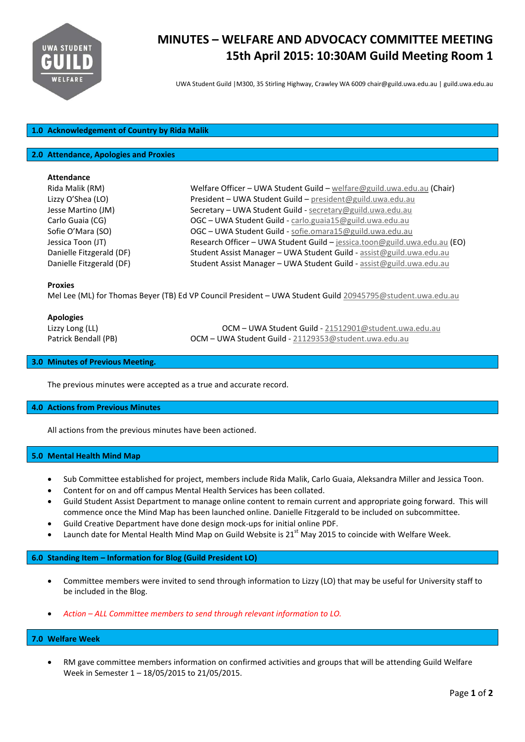# MINUTES – WELFARE AND ADVOCACY COMMITTEE MEETING
## 15th April 2015: 10:30AM Guild Meeting Room 1

UWA Student Guild |M300, 35 Stirling Highway, Crawley WA 6009 chair@guild.uwa.edu.au | guild.uwa.edu.au

### 1.0 Acknowledgement of Country by Rida Malik

### 2.0 Attendance, Apologies and Proxies

**Attendance**

| | |
|---|---|
| Rida Malik (RM) | Welfare Officer – UWA Student Guild – welfare@guild.uwa.edu.au (Chair) |
| Lizzy O'Shea (LO) | President – UWA Student Guild – president@guild.uwa.edu.au |
| Jesse Martino (JM) | Secretary – UWA Student Guild - secretary@guild.uwa.edu.au |
| Carlo Guaia (CG) | OGC – UWA Student Guild - carlo.guaia15@guild.uwa.edu.au |
| Sofie O'Mara (SO) | OGC – UWA Student Guild - sofie.omara15@guild.uwa.edu.au |
| Jessica Toon (JT) | Research Officer – UWA Student Guild – jessica.toon@guild.uwa.edu.au (EO) |
| Danielle Fitzgerald (DF) | Student Assist Manager – UWA Student Guild - assist@guild.uwa.edu.au |
| Danielle Fitzgerald (DF) | Student Assist Manager – UWA Student Guild - assist@guild.uwa.edu.au |

**Proxies**

Mel Lee (ML) for Thomas Beyer (TB) Ed VP Council President – UWA Student Guild 20945795@student.uwa.edu.au

**Apologies**

| | |
|---|---|
| Lizzy Long (LL) | OCM – UWA Student Guild - 21512901@student.uwa.edu.au |
| Patrick Bendall (PB) | OCM – UWA Student Guild - 21129353@student.uwa.edu.au |

### 3.0 Minutes of Previous Meeting.

The previous minutes were accepted as a true and accurate record.

### 4.0 Actions from Previous Minutes

All actions from the previous minutes have been actioned.

### 5.0 Mental Health Mind Map

- Sub Committee established for project, members include Rida Malik, Carlo Guaia, Aleksandra Miller and Jessica Toon.
- Content for on and off campus Mental Health Services has been collated.
- Guild Student Assist Department to manage online content to remain current and appropriate going forward. This will commence once the Mind Map has been launched online. Danielle Fitzgerald to be included on subcommittee.
- Guild Creative Department have done design mock-ups for initial online PDF.
- Launch date for Mental Health Mind Map on Guild Website is 21st May 2015 to coincide with Welfare Week.

### 6.0 Standing Item – Information for Blog (Guild President LO)

- Committee members were invited to send through information to Lizzy (LO) that may be useful for University staff to be included in the Blog.
- *Action – ALL Committee members to send through relevant information to LO.*

### 7.0 Welfare Week

- RM gave committee members information on confirmed activities and groups that will be attending Guild Welfare Week in Semester 1 – 18/05/2015 to 21/05/2015.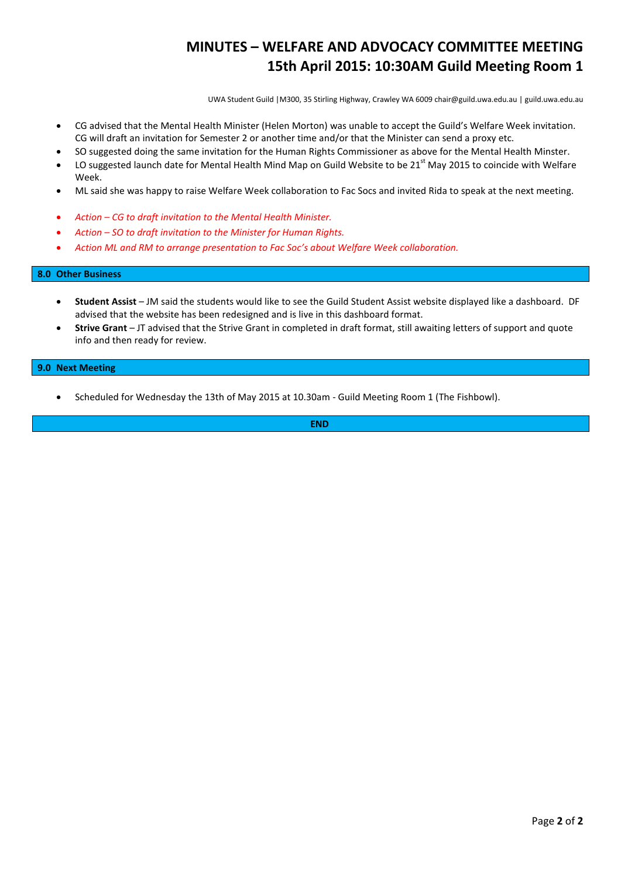# MINUTES – WELFARE AND ADVOCACY COMMITTEE MEETING
# 15th April 2015: 10:30AM Guild Meeting Room 1

UWA Student Guild |M300, 35 Stirling Highway, Crawley WA 6009 chair@guild.uwa.edu.au | guild.uwa.edu.au

- CG advised that the Mental Health Minister (Helen Morton) was unable to accept the Guild's Welfare Week invitation. CG will draft an invitation for Semester 2 or another time and/or that the Minister can send a proxy etc.
- SO suggested doing the same invitation for the Human Rights Commissioner as above for the Mental Health Minster.
- LO suggested launch date for Mental Health Mind Map on Guild Website to be 21st May 2015 to coincide with Welfare Week.
- ML said she was happy to raise Welfare Week collaboration to Fac Socs and invited Rida to speak at the next meeting.

- *Action – CG to draft invitation to the Mental Health Minister.*
- *Action – SO to draft invitation to the Minister for Human Rights.*
- *Action ML and RM to arrange presentation to Fac Soc's about Welfare Week collaboration.*

## 8.0 Other Business

- **Student Assist** – JM said the students would like to see the Guild Student Assist website displayed like a dashboard. DF advised that the website has been redesigned and is live in this dashboard format.
- **Strive Grant** – JT advised that the Strive Grant in completed in draft format, still awaiting letters of support and quote info and then ready for review.

## 9.0 Next Meeting

- Scheduled for Wednesday the 13th of May 2015 at 10.30am - Guild Meeting Room 1 (The Fishbowl).

**END**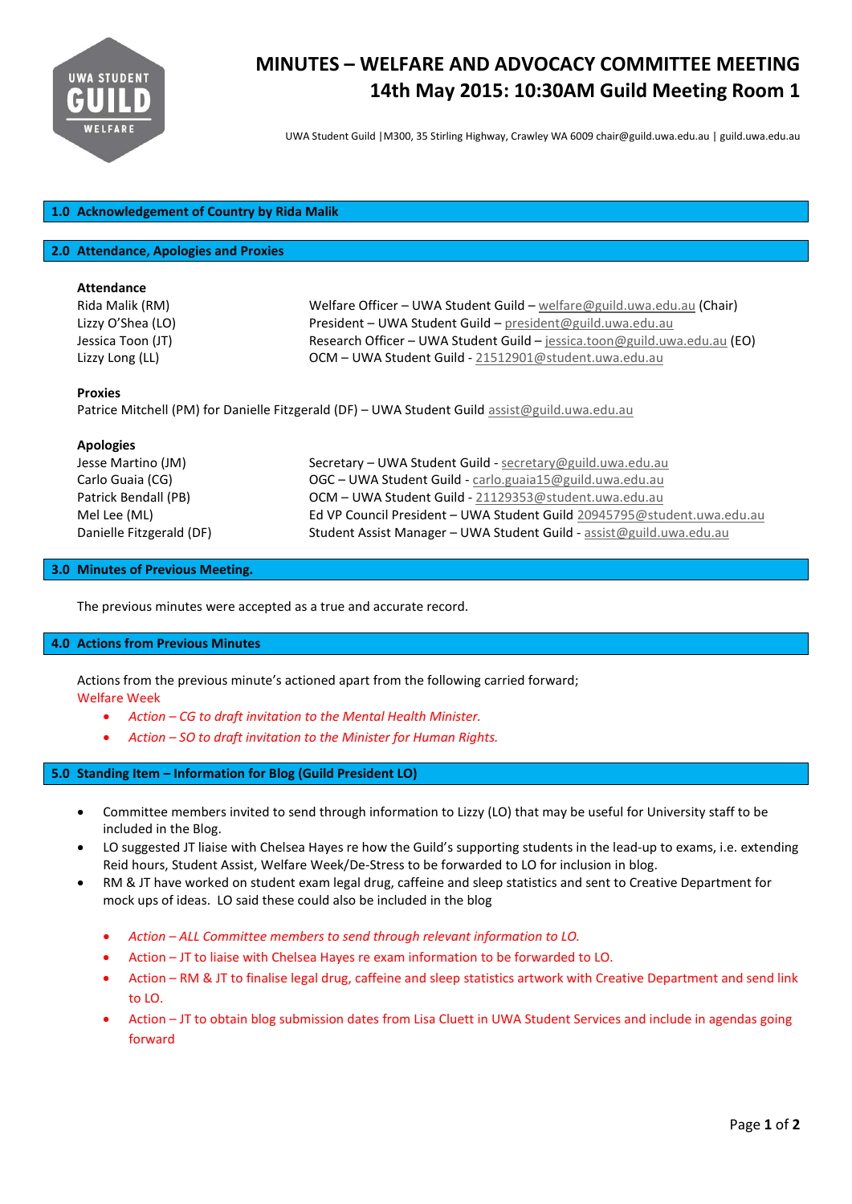# MINUTES – WELFARE AND ADVOCACY COMMITTEE MEETING
## 14th May 2015: 10:30AM Guild Meeting Room 1

UWA Student Guild |M300, 35 Stirling Highway, Crawley WA 6009 chair@guild.uwa.edu.au | guild.uwa.edu.au

## 1.0 Acknowledgement of Country by Rida Malik

## 2.0 Attendance, Apologies and Proxies

**Attendance**

| | |
|---|---|
| Rida Malik (RM) | Welfare Officer – UWA Student Guild – welfare@guild.uwa.edu.au (Chair) |
| Lizzy O'Shea (LO) | President – UWA Student Guild – president@guild.uwa.edu.au |
| Jessica Toon (JT) | Research Officer – UWA Student Guild – jessica.toon@guild.uwa.edu.au (EO) |
| Lizzy Long (LL) | OCM – UWA Student Guild - 21512901@student.uwa.edu.au |

**Proxies**

Patrice Mitchell (PM) for Danielle Fitzgerald (DF) – UWA Student Guild assist@guild.uwa.edu.au

**Apologies**

| | |
|---|---|
| Jesse Martino (JM) | Secretary – UWA Student Guild - secretary@guild.uwa.edu.au |
| Carlo Guaia (CG) | OGC – UWA Student Guild - carlo.guaia15@guild.uwa.edu.au |
| Patrick Bendall (PB) | OCM – UWA Student Guild - 21129353@student.uwa.edu.au |
| Mel Lee (ML) | Ed VP Council President – UWA Student Guild 20945795@student.uwa.edu.au |
| Danielle Fitzgerald (DF) | Student Assist Manager – UWA Student Guild - assist@guild.uwa.edu.au |

## 3.0 Minutes of Previous Meeting.

The previous minutes were accepted as a true and accurate record.

## 4.0 Actions from Previous Minutes

Actions from the previous minute's actioned apart from the following carried forward;

Welfare Week

- *Action – CG to draft invitation to the Mental Health Minister.*
- *Action – SO to draft invitation to the Minister for Human Rights.*

## 5.0 Standing Item – Information for Blog (Guild President LO)

- Committee members invited to send through information to Lizzy (LO) that may be useful for University staff to be included in the Blog.
- LO suggested JT liaise with Chelsea Hayes re how the Guild's supporting students in the lead-up to exams, i.e. extending Reid hours, Student Assist, Welfare Week/De-Stress to be forwarded to LO for inclusion in blog.
- RM & JT have worked on student exam legal drug, caffeine and sleep statistics and sent to Creative Department for mock ups of ideas. LO said these could also be included in the blog

- *Action – ALL Committee members to send through relevant information to LO.*
- Action – JT to liaise with Chelsea Hayes re exam information to be forwarded to LO.
- Action – RM & JT to finalise legal drug, caffeine and sleep statistics artwork with Creative Department and send link to LO.
- Action – JT to obtain blog submission dates from Lisa Cluett in UWA Student Services and include in agendas going forward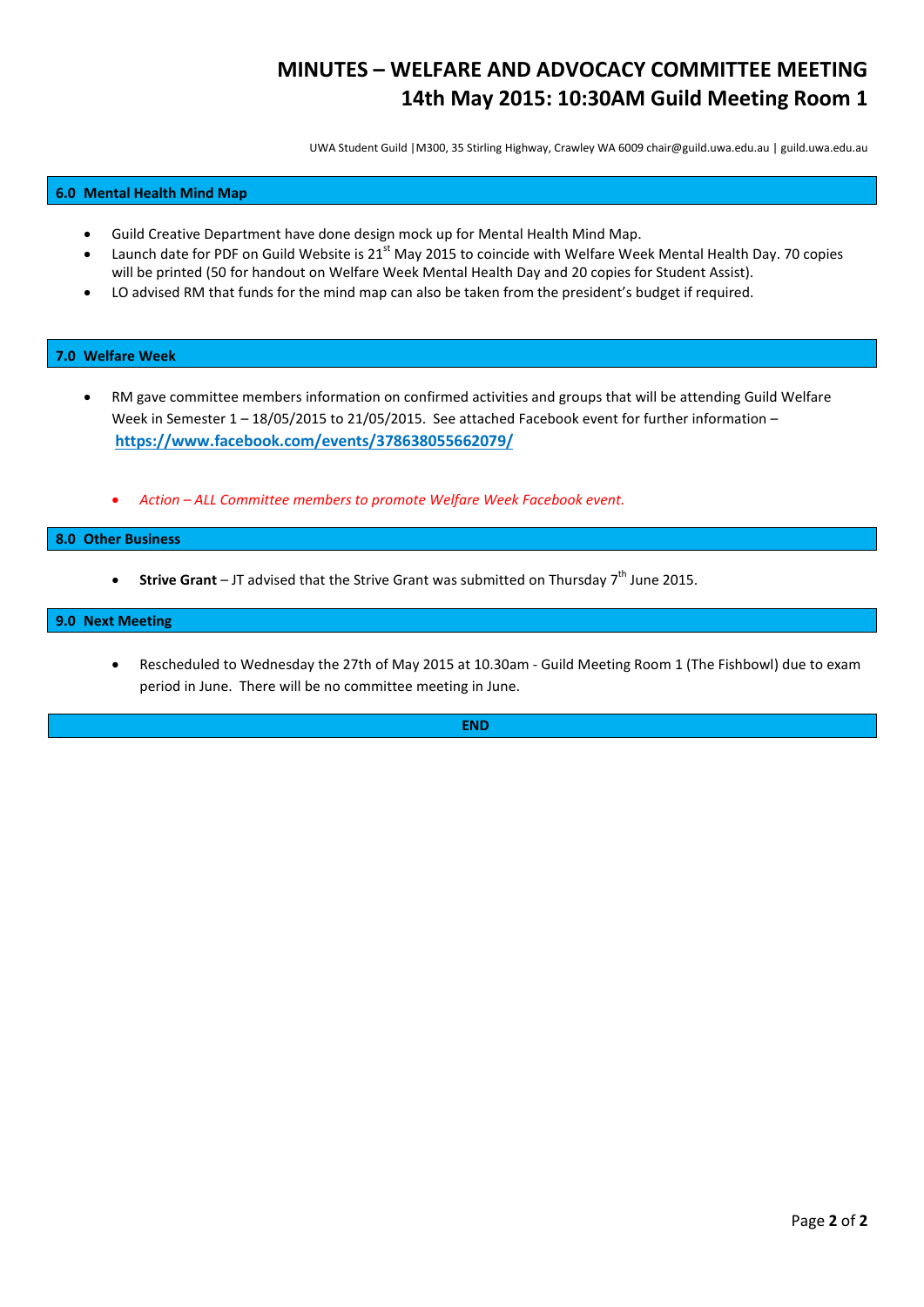# MINUTES – WELFARE AND ADVOCACY COMMITTEE MEETING
# 14th May 2015: 10:30AM Guild Meeting Room 1

UWA Student Guild |M300, 35 Stirling Highway, Crawley WA 6009 chair@guild.uwa.edu.au | guild.uwa.edu.au

## 6.0 Mental Health Mind Map

- Guild Creative Department have done design mock up for Mental Health Mind Map.
- Launch date for PDF on Guild Website is 21st May 2015 to coincide with Welfare Week Mental Health Day. 70 copies will be printed (50 for handout on Welfare Week Mental Health Day and 20 copies for Student Assist).
- LO advised RM that funds for the mind map can also be taken from the president's budget if required.

## 7.0 Welfare Week

- RM gave committee members information on confirmed activities and groups that will be attending Guild Welfare Week in Semester 1 – 18/05/2015 to 21/05/2015. See attached Facebook event for further information – **https://www.facebook.com/events/378638055662079/**

  - *Action – ALL Committee members to promote Welfare Week Facebook event.*

## 8.0 Other Business

- **Strive Grant** – JT advised that the Strive Grant was submitted on Thursday 7th June 2015.

## 9.0 Next Meeting

- Rescheduled to Wednesday the 27th of May 2015 at 10.30am - Guild Meeting Room 1 (The Fishbowl) due to exam period in June. There will be no committee meeting in June.

**END**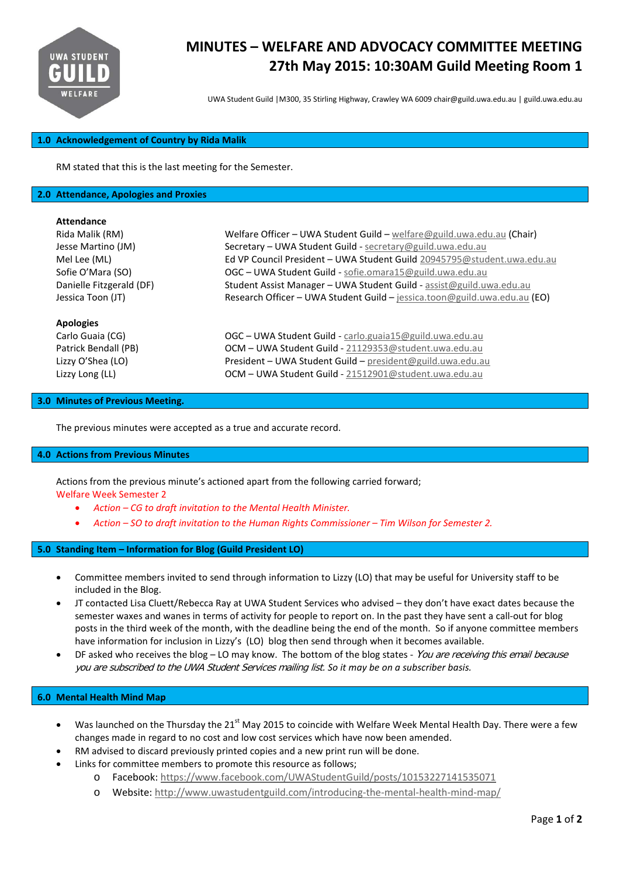# MINUTES – WELFARE AND ADVOCACY COMMITTEE MEETING
## 27th May 2015: 10:30AM Guild Meeting Room 1

UWA Student Guild |M300, 35 Stirling Highway, Crawley WA 6009 chair@guild.uwa.edu.au | guild.uwa.edu.au

### 1.0 Acknowledgement of Country by Rida Malik

RM stated that this is the last meeting for the Semester.

### 2.0 Attendance, Apologies and Proxies

**Attendance**

| | |
|---|---|
| Rida Malik (RM) | Welfare Officer – UWA Student Guild – welfare@guild.uwa.edu.au (Chair) |
| Jesse Martino (JM) | Secretary – UWA Student Guild - secretary@guild.uwa.edu.au |
| Mel Lee (ML) | Ed VP Council President – UWA Student Guild 20945795@student.uwa.edu.au |
| Sofie O'Mara (SO) | OGC – UWA Student Guild - sofie.omara15@guild.uwa.edu.au |
| Danielle Fitzgerald (DF) | Student Assist Manager – UWA Student Guild - assist@guild.uwa.edu.au |
| Jessica Toon (JT) | Research Officer – UWA Student Guild – jessica.toon@guild.uwa.edu.au (EO) |

**Apologies**

| | |
|---|---|
| Carlo Guaia (CG) | OGC – UWA Student Guild - carlo.guaia15@guild.uwa.edu.au |
| Patrick Bendall (PB) | OCM – UWA Student Guild - 21129353@student.uwa.edu.au |
| Lizzy O'Shea (LO) | President – UWA Student Guild – president@guild.uwa.edu.au |
| Lizzy Long (LL) | OCM – UWA Student Guild - 21512901@student.uwa.edu.au |

### 3.0 Minutes of Previous Meeting.

The previous minutes were accepted as a true and accurate record.

### 4.0 Actions from Previous Minutes

Actions from the previous minute's actioned apart from the following carried forward;
Welfare Week Semester 2

- *Action – CG to draft invitation to the Mental Health Minister.*
- *Action – SO to draft invitation to the Human Rights Commissioner – Tim Wilson for Semester 2.*

### 5.0 Standing Item – Information for Blog (Guild President LO)

- Committee members invited to send through information to Lizzy (LO) that may be useful for University staff to be included in the Blog.
- JT contacted Lisa Cluett/Rebecca Ray at UWA Student Services who advised – they don't have exact dates because the semester waxes and wanes in terms of activity for people to report on. In the past they have sent a call-out for blog posts in the third week of the month, with the deadline being the end of the month. So if anyone committee members have information for inclusion in Lizzy's (LO) blog then send through when it becomes available.
- DF asked who receives the blog – LO may know. The bottom of the blog states - *You are receiving this email because you are subscribed to the UWA Student Services mailing list. So it may be on a subscriber basis.*

### 6.0 Mental Health Mind Map

- Was launched on the Thursday the 21st May 2015 to coincide with Welfare Week Mental Health Day. There were a few changes made in regard to no cost and low cost services which have now been amended.
- RM advised to discard previously printed copies and a new print run will be done.
- Links for committee members to promote this resource as follows;
  - Facebook: https://www.facebook.com/UWAStudentGuild/posts/10153227141535071
  - Website: http://www.uwastudentguild.com/introducing-the-mental-health-mind-map/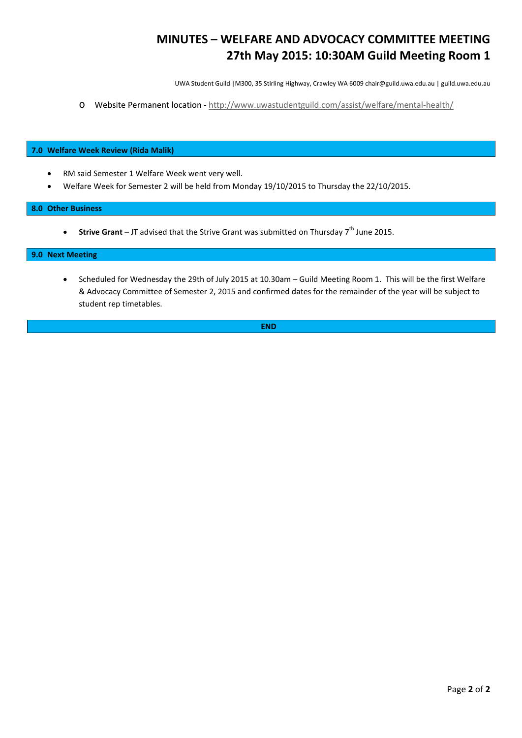# MINUTES – WELFARE AND ADVOCACY COMMITTEE MEETING
## 27th May 2015: 10:30AM Guild Meeting Room 1

UWA Student Guild |M300, 35 Stirling Highway, Crawley WA 6009 chair@guild.uwa.edu.au | guild.uwa.edu.au

- Website Permanent location - http://www.uwastudentguild.com/assist/welfare/mental-health/

### 7.0 Welfare Week Review (Rida Malik)

- RM said Semester 1 Welfare Week went very well.
- Welfare Week for Semester 2 will be held from Monday 19/10/2015 to Thursday the 22/10/2015.

### 8.0 Other Business

- **Strive Grant** – JT advised that the Strive Grant was submitted on Thursday 7th June 2015.

### 9.0 Next Meeting

- Scheduled for Wednesday the 29th of July 2015 at 10.30am – Guild Meeting Room 1. This will be the first Welfare & Advocacy Committee of Semester 2, 2015 and confirmed dates for the remainder of the year will be subject to student rep timetables.

**END**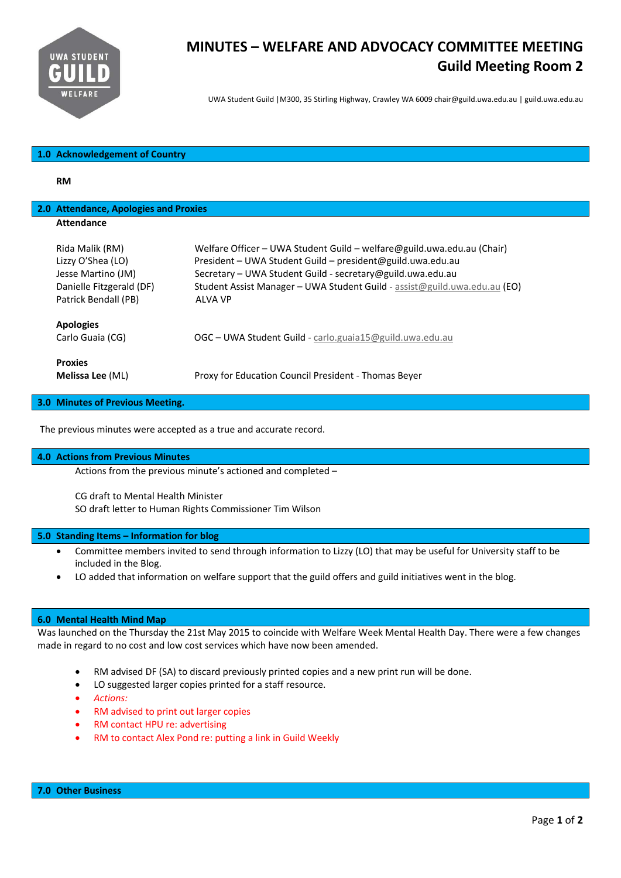# MINUTES – WELFARE AND ADVOCACY COMMITTEE MEETING
## Guild Meeting Room 2

UWA Student Guild |M300, 35 Stirling Highway, Crawley WA 6009 chair@guild.uwa.edu.au | guild.uwa.edu.au

## 1.0 Acknowledgement of Country

**RM**

## 2.0 Attendance, Apologies and Proxies

**Attendance**

| | |
|---|---|
| Rida Malik (RM) | Welfare Officer – UWA Student Guild – welfare@guild.uwa.edu.au (Chair) |
| Lizzy O'Shea (LO) | President – UWA Student Guild – president@guild.uwa.edu.au |
| Jesse Martino (JM) | Secretary – UWA Student Guild - secretary@guild.uwa.edu.au |
| Danielle Fitzgerald (DF) | Student Assist Manager – UWA Student Guild - assist@guild.uwa.edu.au (EO) |
| Patrick Bendall (PB) | ALVA VP |

**Apologies**

| | |
|---|---|
| Carlo Guaia (CG) | OGC – UWA Student Guild - carlo.guaia15@guild.uwa.edu.au |

**Proxies**

| | |
|---|---|
| **Melissa Lee** (ML) | Proxy for Education Council President - Thomas Beyer |

## 3.0 Minutes of Previous Meeting.

The previous minutes were accepted as a true and accurate record.

## 4.0 Actions from Previous Minutes

Actions from the previous minute's actioned and completed –

CG draft to Mental Health Minister
SO draft letter to Human Rights Commissioner Tim Wilson

## 5.0 Standing Items – Information for blog

- Committee members invited to send through information to Lizzy (LO) that may be useful for University staff to be included in the Blog.
- LO added that information on welfare support that the guild offers and guild initiatives went in the blog.

## 6.0 Mental Health Mind Map

Was launched on the Thursday the 21st May 2015 to coincide with Welfare Week Mental Health Day. There were a few changes made in regard to no cost and low cost services which have now been amended.

- RM advised DF (SA) to discard previously printed copies and a new print run will be done.
- LO suggested larger copies printed for a staff resource.
- *Actions:*
- RM advised to print out larger copies
- RM contact HPU re: advertising
- RM to contact Alex Pond re: putting a link in Guild Weekly

## 7.0 Other Business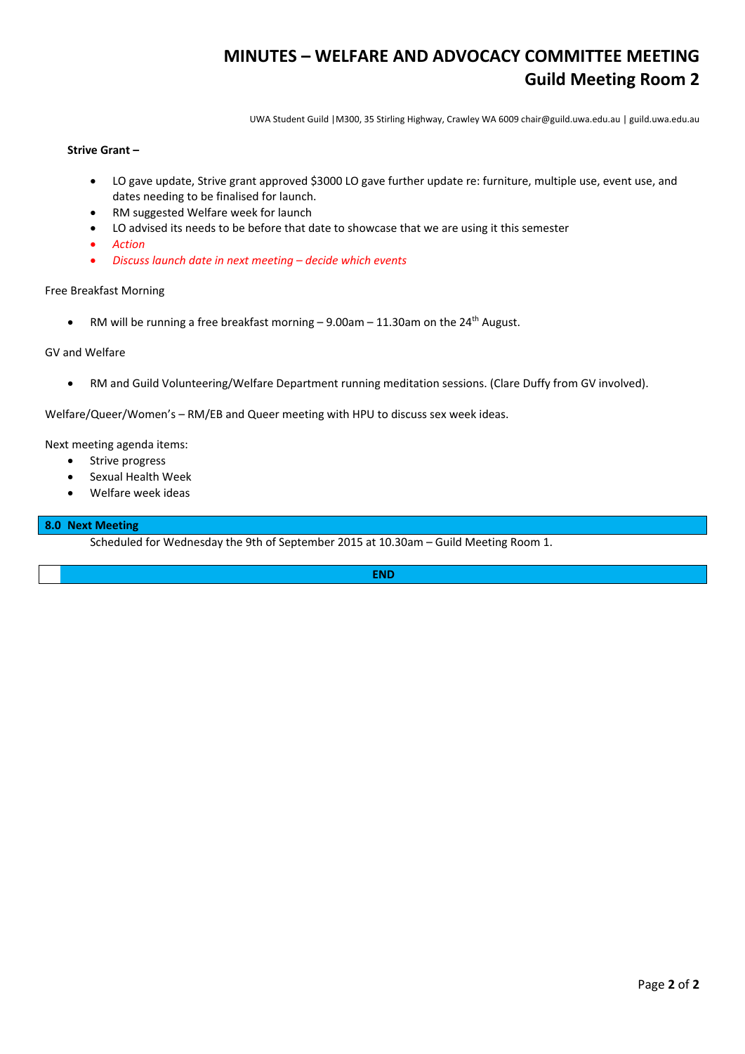# MINUTES – WELFARE AND ADVOCACY COMMITTEE MEETING
## Guild Meeting Room 2

UWA Student Guild |M300, 35 Stirling Highway, Crawley WA 6009 chair@guild.uwa.edu.au | guild.uwa.edu.au

**Strive Grant –**

- LO gave update, Strive grant approved $3000 LO gave further update re: furniture, multiple use, event use, and dates needing to be finalised for launch.
- RM suggested Welfare week for launch
- LO advised its needs to be before that date to showcase that we are using it this semester
- *Action*
- *Discuss launch date in next meeting – decide which events*

Free Breakfast Morning

- RM will be running a free breakfast morning – 9.00am – 11.30am on the 24th August.

GV and Welfare

- RM and Guild Volunteering/Welfare Department running meditation sessions. (Clare Duffy from GV involved).

Welfare/Queer/Women's – RM/EB and Queer meeting with HPU to discuss sex week ideas.

Next meeting agenda items:

- Strive progress
- Sexual Health Week
- Welfare week ideas

**8.0 Next Meeting**

Scheduled for Wednesday the 9th of September 2015 at 10.30am – Guild Meeting Room 1.

**END**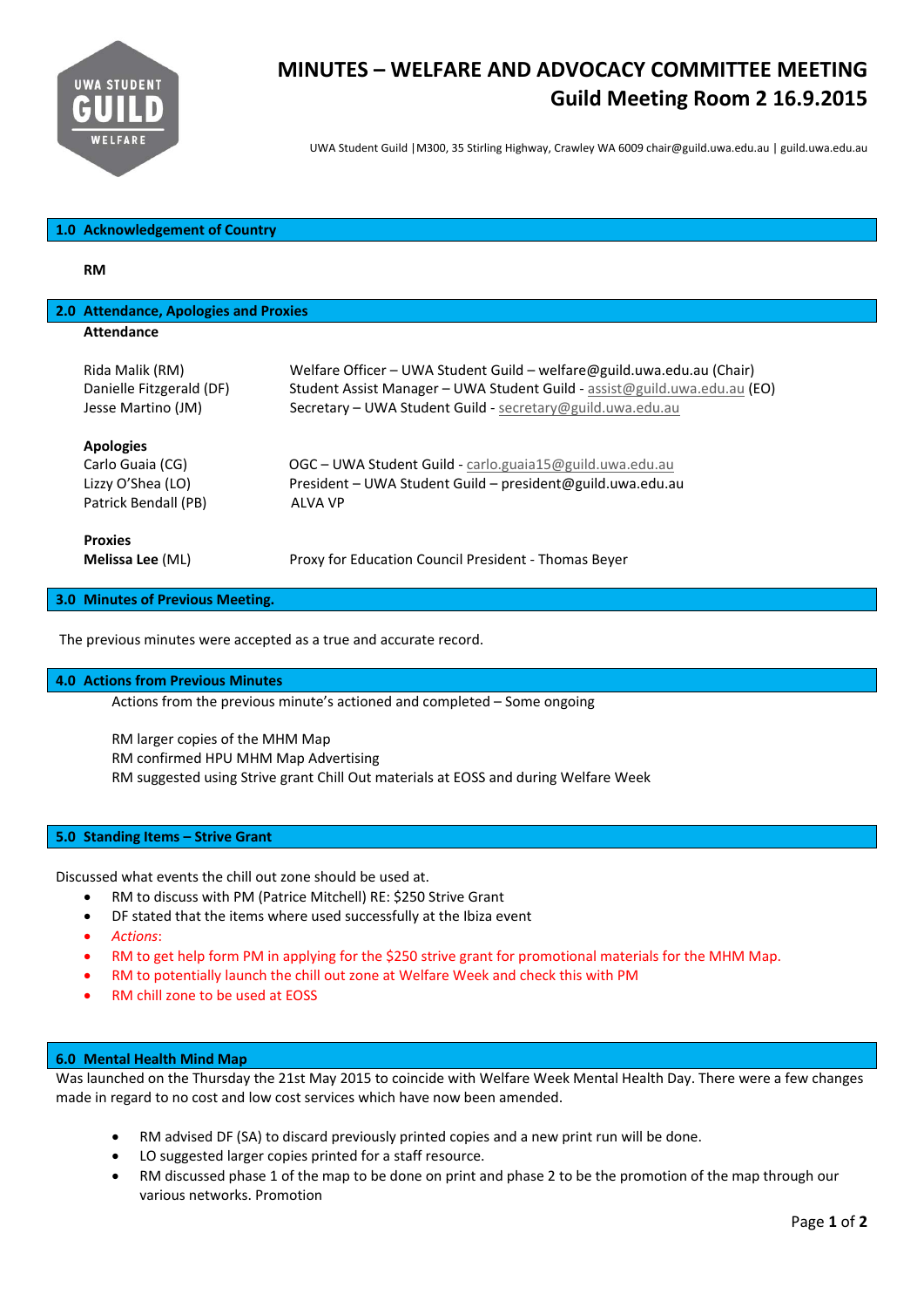# MINUTES – WELFARE AND ADVOCACY COMMITTEE MEETING
## Guild Meeting Room 2 16.9.2015

UWA Student Guild |M300, 35 Stirling Highway, Crawley WA 6009 chair@guild.uwa.edu.au | guild.uwa.edu.au

## 1.0 Acknowledgement of Country

**RM**

## 2.0 Attendance, Apologies and Proxies

**Attendance**

| | |
|---|---|
| Rida Malik (RM) | Welfare Officer – UWA Student Guild – welfare@guild.uwa.edu.au (Chair) |
| Danielle Fitzgerald (DF) | Student Assist Manager – UWA Student Guild - assist@guild.uwa.edu.au (EO) |
| Jesse Martino (JM) | Secretary – UWA Student Guild - secretary@guild.uwa.edu.au |

**Apologies**

| | |
|---|---|
| Carlo Guaia (CG) | OGC – UWA Student Guild - carlo.guaia15@guild.uwa.edu.au |
| Lizzy O'Shea (LO) | President – UWA Student Guild – president@guild.uwa.edu.au |
| Patrick Bendall (PB) | ALVA VP |

**Proxies**

| | |
|---|---|
| **Melissa Lee** (ML) | Proxy for Education Council President - Thomas Beyer |

## 3.0 Minutes of Previous Meeting.

The previous minutes were accepted as a true and accurate record.

## 4.0 Actions from Previous Minutes

Actions from the previous minute's actioned and completed – Some ongoing

RM larger copies of the MHM Map
RM confirmed HPU MHM Map Advertising
RM suggested using Strive grant Chill Out materials at EOSS and during Welfare Week

## 5.0 Standing Items – Strive Grant

Discussed what events the chill out zone should be used at.

- RM to discuss with PM (Patrice Mitchell) RE: $250 Strive Grant
- DF stated that the items where used successfully at the Ibiza event
- *Actions*:
- RM to get help form PM in applying for the $250 strive grant for promotional materials for the MHM Map.
- RM to potentially launch the chill out zone at Welfare Week and check this with PM
- RM chill zone to be used at EOSS

## 6.0 Mental Health Mind Map

Was launched on the Thursday the 21st May 2015 to coincide with Welfare Week Mental Health Day. There were a few changes made in regard to no cost and low cost services which have now been amended.

- RM advised DF (SA) to discard previously printed copies and a new print run will be done.
- LO suggested larger copies printed for a staff resource.
- RM discussed phase 1 of the map to be done on print and phase 2 to be the promotion of the map through our various networks. Promotion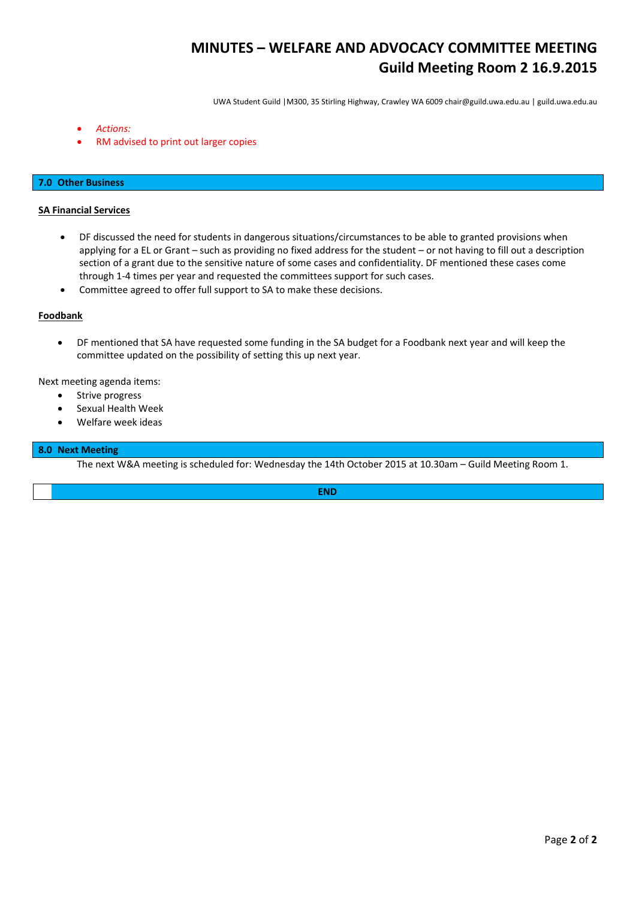- *Actions:*
- RM advised to print out larger copies

## 7.0 Other Business

**SA Financial Services**

- DF discussed the need for students in dangerous situations/circumstances to be able to granted provisions when applying for a EL or Grant – such as providing no fixed address for the student – or not having to fill out a description section of a grant due to the sensitive nature of some cases and confidentiality. DF mentioned these cases come through 1-4 times per year and requested the committees support for such cases.
- Committee agreed to offer full support to SA to make these decisions.

**Foodbank**

- DF mentioned that SA have requested some funding in the SA budget for a Foodbank next year and will keep the committee updated on the possibility of setting this up next year.

Next meeting agenda items:

- Strive progress
- Sexual Health Week
- Welfare week ideas

## 8.0 Next Meeting

The next W&A meeting is scheduled for: Wednesday the 14th October 2015 at 10.30am – Guild Meeting Room 1.

**END**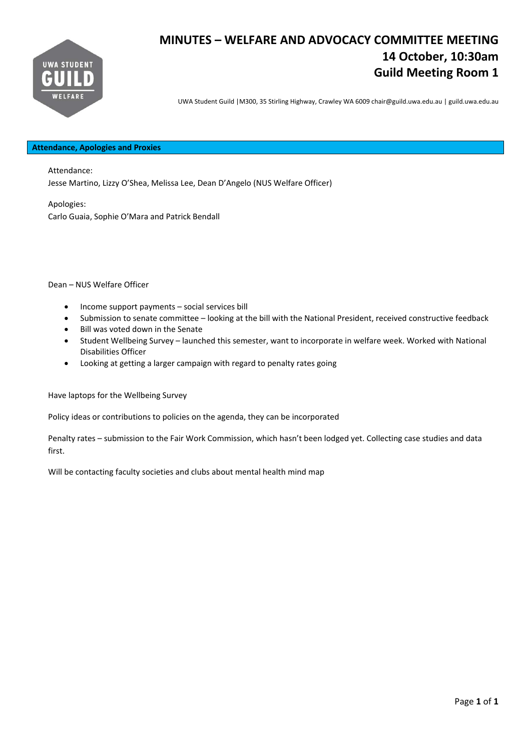# MINUTES – WELFARE AND ADVOCACY COMMITTEE MEETING

## 14 October, 10:30am

## Guild Meeting Room 1

UWA Student Guild |M300, 35 Stirling Highway, Crawley WA 6009 chair@guild.uwa.edu.au | guild.uwa.edu.au

**Attendance, Apologies and Proxies**

Attendance:
Jesse Martino, Lizzy O'Shea, Melissa Lee, Dean D'Angelo (NUS Welfare Officer)

Apologies:
Carlo Guaia, Sophie O'Mara and Patrick Bendall

Dean – NUS Welfare Officer

- Income support payments – social services bill
- Submission to senate committee – looking at the bill with the National President, received constructive feedback
- Bill was voted down in the Senate
- Student Wellbeing Survey – launched this semester, want to incorporate in welfare week. Worked with National Disabilities Officer
- Looking at getting a larger campaign with regard to penalty rates going

Have laptops for the Wellbeing Survey

Policy ideas or contributions to policies on the agenda, they can be incorporated

Penalty rates – submission to the Fair Work Commission, which hasn't been lodged yet. Collecting case studies and data first.

Will be contacting faculty societies and clubs about mental health mind map